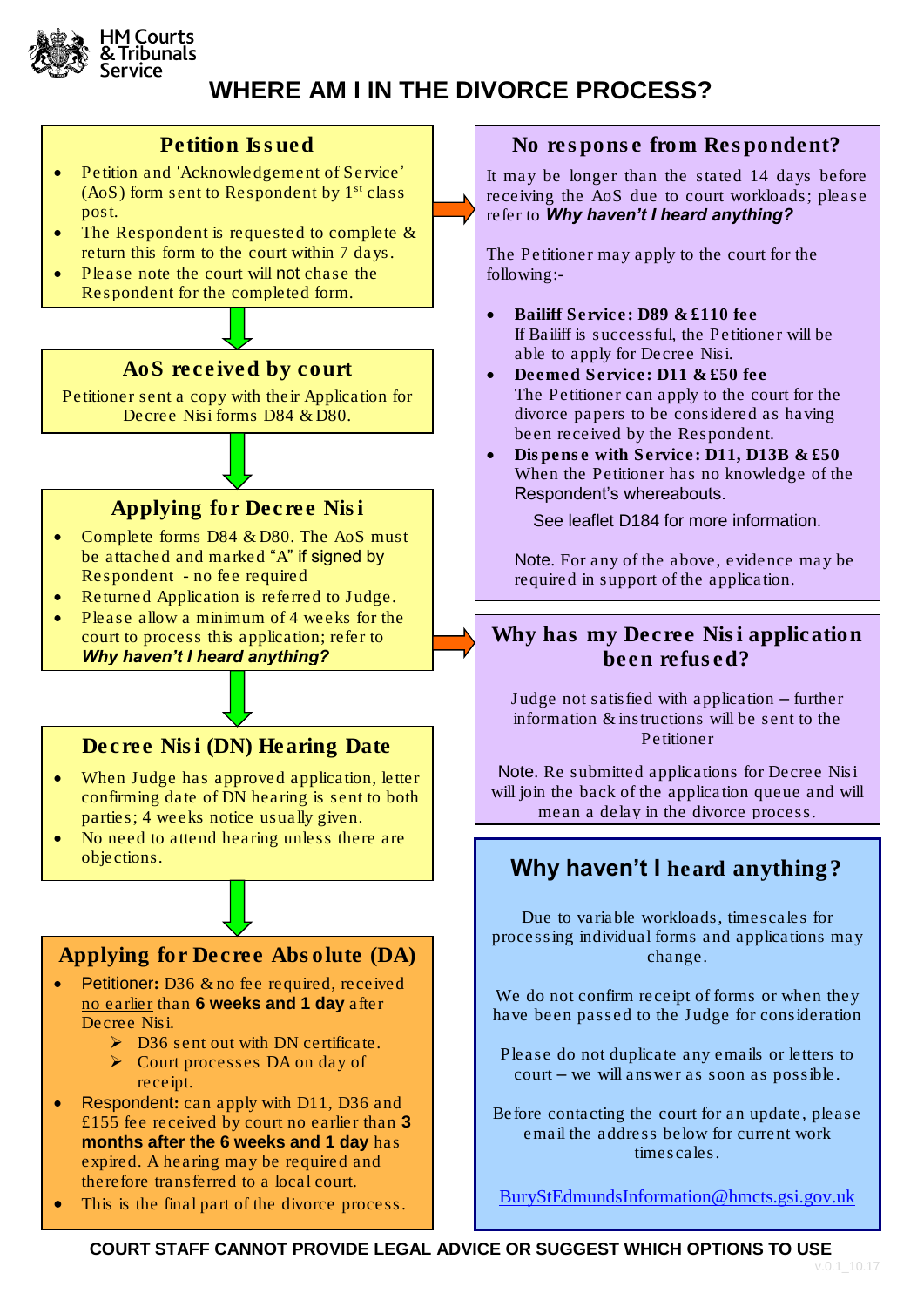HM Courts & Tribunals Service

# WHERE AM I IN THE DIVORCE PROCESS?

## Petition Issued

- Petition and 'Acknowledgement of Service' (AoS) form sent to Respondent by 1st class post.
- The Respondent is requested to complete & return this form to the court within 7 days.
- Please note the court will not chase the Respondent for the completed form.

## AoS received by court

Petitioner sent a copy with their Application for Decree Nisi forms D84 & D80.

## Applying for Decree Nisi

- Complete forms D84 & D80. The AoS must be attached and marked "A" if signed by Respondent - no fee required
- Returned Application is referred to Judge.
- Please allow a minimum of 4 weeks for the court to process this application; refer to ***Why haven't I heard anything?***

## Decree Nisi (DN) Hearing Date

- When Judge has approved application, letter confirming date of DN hearing is sent to both parties; 4 weeks notice usually given.
- No need to attend hearing unless there are objections.

## Applying for Decree Absolute (DA)

- Petitioner: D36 & no fee required, received no earlier than **6 weeks and 1 day** after Decree Nisi.
  - D36 sent out with DN certificate.
  - Court processes DA on day of receipt.
- Respondent: can apply with D11, D36 and £155 fee received by court no earlier than **3 months after the 6 weeks and 1 day** has expired. A hearing may be required and therefore transferred to a local court.
- This is the final part of the divorce process.

## No response from Respondent?

It may be longer than the stated 14 days before receiving the AoS due to court workloads; please refer to ***Why haven't I heard anything?***

The Petitioner may apply to the court for the following:-

- **Bailiff Service: D89 & £110 fee**
  If Bailiff is successful, the Petitioner will be able to apply for Decree Nisi.
- **Deemed Service: D11 & £50 fee**
  The Petitioner can apply to the court for the divorce papers to be considered as having been received by the Respondent.
- **Dispense with Service: D11, D13B & £50**
  When the Petitioner has no knowledge of the Respondent's whereabouts.

See leaflet D184 for more information.

Note. For any of the above, evidence may be required in support of the application.

## Why has my Decree Nisi application been refused?

Judge not satisfied with application – further information & instructions will be sent to the Petitioner

Note. Re submitted applications for Decree Nisi will join the back of the application queue and will mean a delay in the divorce process.

## Why haven't I heard anything?

Due to variable workloads, timescales for processing individual forms and applications may change.

We do not confirm receipt of forms or when they have been passed to the Judge for consideration

Please do not duplicate any emails or letters to court – we will answer as soon as possible.

Before contacting the court for an update, please email the address below for current work timescales.

BuryStEdmundsInformation@hmcts.gsi.gov.uk

**COURT STAFF CANNOT PROVIDE LEGAL ADVICE OR SUGGEST WHICH OPTIONS TO USE**

v.0.1_10.17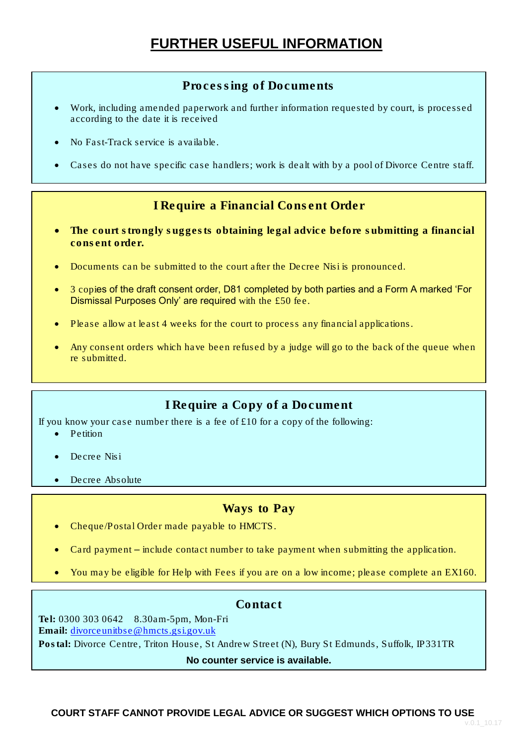# FURTHER USEFUL INFORMATION

## Processing of Documents

- Work, including amended paperwork and further information requested by court, is processed according to the date it is received
- No Fast-Track service is available.
- Cases do not have specific case handlers; work is dealt with by a pool of Divorce Centre staff.

## I Require a Financial Consent Order

- **The court strongly suggests obtaining legal advice before submitting a financial consent order.**
- Documents can be submitted to the court after the Decree Nisi is pronounced.
- 3 copies of the draft consent order, D81 completed by both parties and a Form A marked 'For Dismissal Purposes Only' are required with the £50 fee.
- Please allow at least 4 weeks for the court to process any financial applications.
- Any consent orders which have been refused by a judge will go to the back of the queue when re submitted.

## I Require a Copy of a Document

If you know your case number there is a fee of £10 for a copy of the following:

- Petition
- Decree Nisi
- Decree Absolute

## Ways to Pay

- Cheque/Postal Order made payable to HMCTS.
- Card payment – include contact number to take payment when submitting the application.
- You may be eligible for Help with Fees if you are on a low income; please complete an EX160.

## Contact

**Tel:** 0300 303 0642 8.30am-5pm, Mon-Fri
**Email:** divorceunitbse@hmcts.gsi.gov.uk
**Postal:** Divorce Centre, Triton House, St Andrew Street (N), Bury St Edmunds, Suffolk, IP331TR

**No counter service is available.**

**COURT STAFF CANNOT PROVIDE LEGAL ADVICE OR SUGGEST WHICH OPTIONS TO USE**

v.0.1_10.17